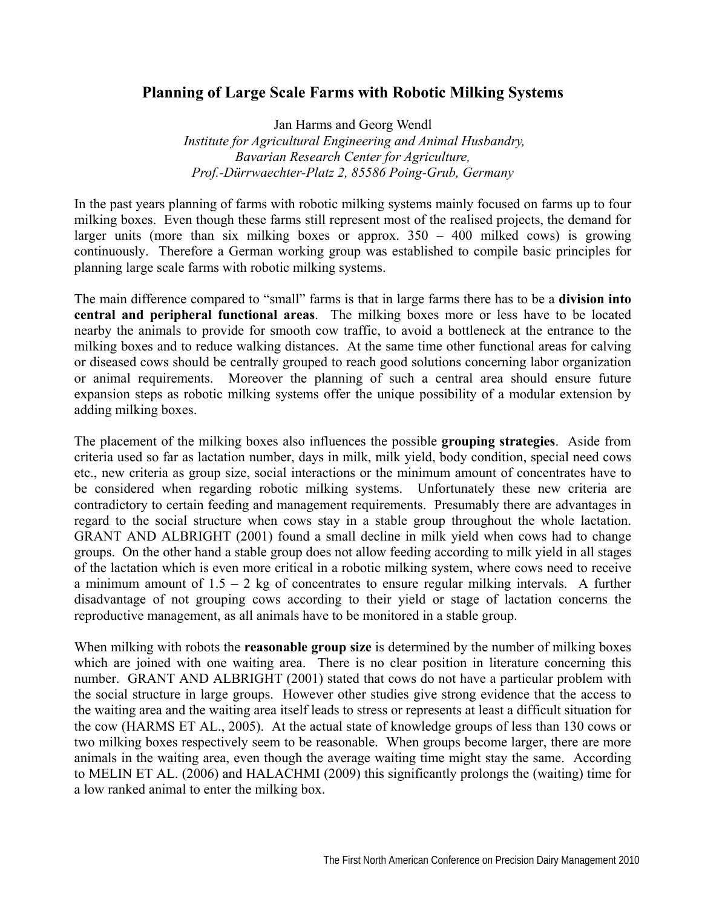# Planning of Large Scale Farms with Robotic Milking Systems

Jan Harms and Georg Wendl

*Institute for Agricultural Engineering and Animal Husbandry,*
*Bavarian Research Center for Agriculture,*
*Prof.-Dürrwaechter-Platz 2, 85586 Poing-Grub, Germany*

In the past years planning of farms with robotic milking systems mainly focused on farms up to four milking boxes. Even though these farms still represent most of the realised projects, the demand for larger units (more than six milking boxes or approx. 350 – 400 milked cows) is growing continuously. Therefore a German working group was established to compile basic principles for planning large scale farms with robotic milking systems.

The main difference compared to "small" farms is that in large farms there has to be a **division into central and peripheral functional areas**. The milking boxes more or less have to be located nearby the animals to provide for smooth cow traffic, to avoid a bottleneck at the entrance to the milking boxes and to reduce walking distances. At the same time other functional areas for calving or diseased cows should be centrally grouped to reach good solutions concerning labor organization or animal requirements. Moreover the planning of such a central area should ensure future expansion steps as robotic milking systems offer the unique possibility of a modular extension by adding milking boxes.

The placement of the milking boxes also influences the possible **grouping strategies**. Aside from criteria used so far as lactation number, days in milk, milk yield, body condition, special need cows etc., new criteria as group size, social interactions or the minimum amount of concentrates have to be considered when regarding robotic milking systems. Unfortunately these new criteria are contradictory to certain feeding and management requirements. Presumably there are advantages in regard to the social structure when cows stay in a stable group throughout the whole lactation. GRANT AND ALBRIGHT (2001) found a small decline in milk yield when cows had to change groups. On the other hand a stable group does not allow feeding according to milk yield in all stages of the lactation which is even more critical in a robotic milking system, where cows need to receive a minimum amount of 1.5 – 2 kg of concentrates to ensure regular milking intervals. A further disadvantage of not grouping cows according to their yield or stage of lactation concerns the reproductive management, as all animals have to be monitored in a stable group.

When milking with robots the **reasonable group size** is determined by the number of milking boxes which are joined with one waiting area. There is no clear position in literature concerning this number. GRANT AND ALBRIGHT (2001) stated that cows do not have a particular problem with the social structure in large groups. However other studies give strong evidence that the access to the waiting area and the waiting area itself leads to stress or represents at least a difficult situation for the cow (HARMS ET AL., 2005). At the actual state of knowledge groups of less than 130 cows or two milking boxes respectively seem to be reasonable. When groups become larger, there are more animals in the waiting area, even though the average waiting time might stay the same. According to MELIN ET AL. (2006) and HALACHMI (2009) this significantly prolongs the (waiting) time for a low ranked animal to enter the milking box.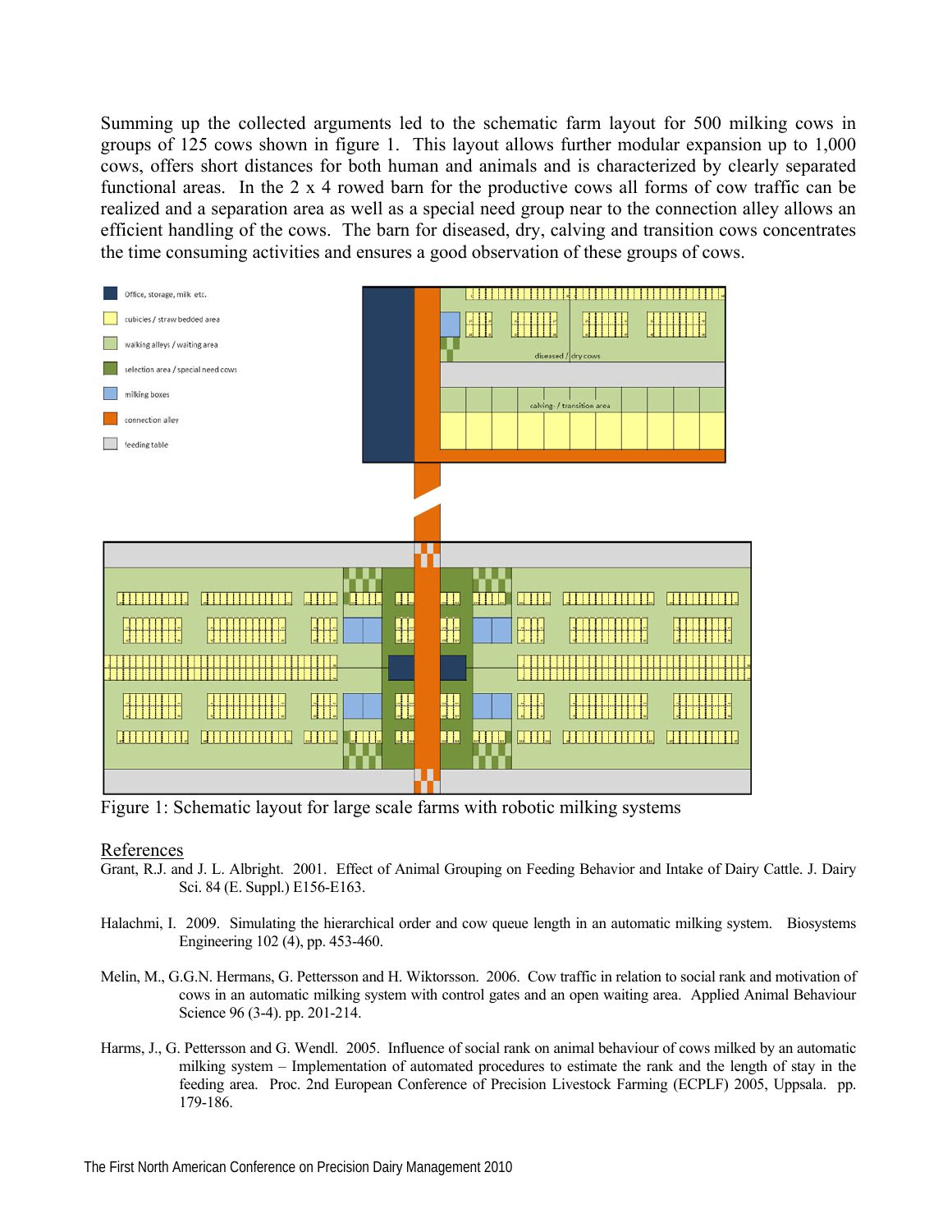Summing up the collected arguments led to the schematic farm layout for 500 milking cows in groups of 125 cows shown in figure 1. This layout allows further modular expansion up to 1,000 cows, offers short distances for both human and animals and is characterized by clearly separated functional areas. In the 2 x 4 rowed barn for the productive cows all forms of cow traffic can be realized and a separation area as well as a special need group near to the connection alley allows an efficient handling of the cows. The barn for diseased, dry, calving and transition cows concentrates the time consuming activities and ensures a good observation of these groups of cows.

Office, storage, milk etc.
cubicles / straw bedded area
walking alleys / waiting area
selection area / special need cows
milking boxes
connection alley
feeding table

diseased / dry cows
calving- / transition area

Figure 1: Schematic layout for large scale farms with robotic milking systems

## References

Grant, R.J. and J. L. Albright. 2001. Effect of Animal Grouping on Feeding Behavior and Intake of Dairy Cattle. J. Dairy Sci. 84 (E. Suppl.) E156-E163.

Halachmi, I. 2009. Simulating the hierarchical order and cow queue length in an automatic milking system. Biosystems Engineering 102 (4), pp. 453-460.

Melin, M., G.G.N. Hermans, G. Pettersson and H. Wiktorsson. 2006. Cow traffic in relation to social rank and motivation of cows in an automatic milking system with control gates and an open waiting area. Applied Animal Behaviour Science 96 (3-4). pp. 201-214.

Harms, J., G. Pettersson and G. Wendl. 2005. Influence of social rank on animal behaviour of cows milked by an automatic milking system – Implementation of automated procedures to estimate the rank and the length of stay in the feeding area. Proc. 2nd European Conference of Precision Livestock Farming (ECPLF) 2005, Uppsala. pp. 179-186.